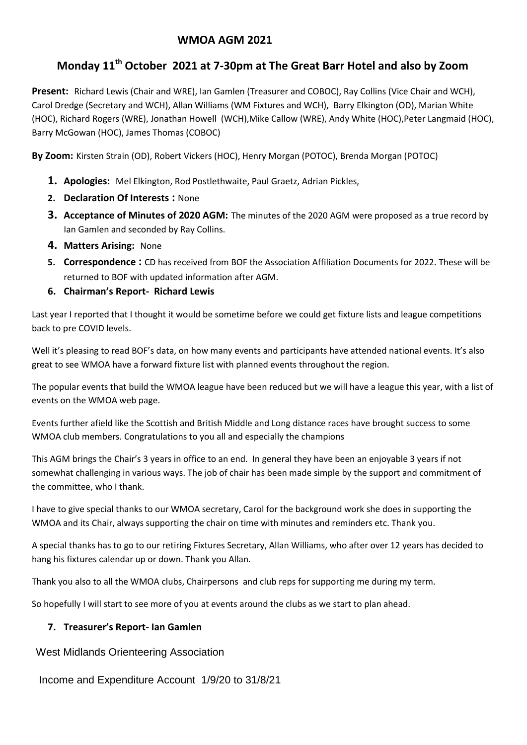# WMOA AGM 2021

## Monday 11th October 2021 at 7-30pm at The Great Barr Hotel and also by Zoom

**Present:** Richard Lewis (Chair and WRE), Ian Gamlen (Treasurer and COBOC), Ray Collins (Vice Chair and WCH), Carol Dredge (Secretary and WCH), Allan Williams (WM Fixtures and WCH), Barry Elkington (OD), Marian White (HOC), Richard Rogers (WRE), Jonathan Howell (WCH),Mike Callow (WRE), Andy White (HOC),Peter Langmaid (HOC), Barry McGowan (HOC), James Thomas (COBOC)

**By Zoom:** Kirsten Strain (OD), Robert Vickers (HOC), Henry Morgan (POTOC), Brenda Morgan (POTOC)

1. **Apologies:** Mel Elkington, Rod Postlethwaite, Paul Graetz, Adrian Pickles,
2. **Declaration Of Interests :** None
3. **Acceptance of Minutes of 2020 AGM:** The minutes of the 2020 AGM were proposed as a true record by Ian Gamlen and seconded by Ray Collins.
4. **Matters Arising:** None
5. **Correspondence :** CD has received from BOF the Association Affiliation Documents for 2022. These will be returned to BOF with updated information after AGM.
6. **Chairman's Report- Richard Lewis**

Last year I reported that I thought it would be sometime before we could get fixture lists and league competitions back to pre COVID levels.

Well it's pleasing to read BOF's data, on how many events and participants have attended national events. It's also great to see WMOA have a forward fixture list with planned events throughout the region.

The popular events that build the WMOA league have been reduced but we will have a league this year, with a list of events on the WMOA web page.

Events further afield like the Scottish and British Middle and Long distance races have brought success to some WMOA club members. Congratulations to you all and especially the champions

This AGM brings the Chair's 3 years in office to an end. In general they have been an enjoyable 3 years if not somewhat challenging in various ways. The job of chair has been made simple by the support and commitment of the committee, who I thank.

I have to give special thanks to our WMOA secretary, Carol for the background work she does in supporting the WMOA and its Chair, always supporting the chair on time with minutes and reminders etc. Thank you.

A special thanks has to go to our retiring Fixtures Secretary, Allan Williams, who after over 12 years has decided to hang his fixtures calendar up or down. Thank you Allan.

Thank you also to all the WMOA clubs, Chairpersons and club reps for supporting me during my term.

So hopefully I will start to see more of you at events around the clubs as we start to plan ahead.

7. **Treasurer's Report- Ian Gamlen**

West Midlands Orienteering Association

Income and Expenditure Account 1/9/20 to 31/8/21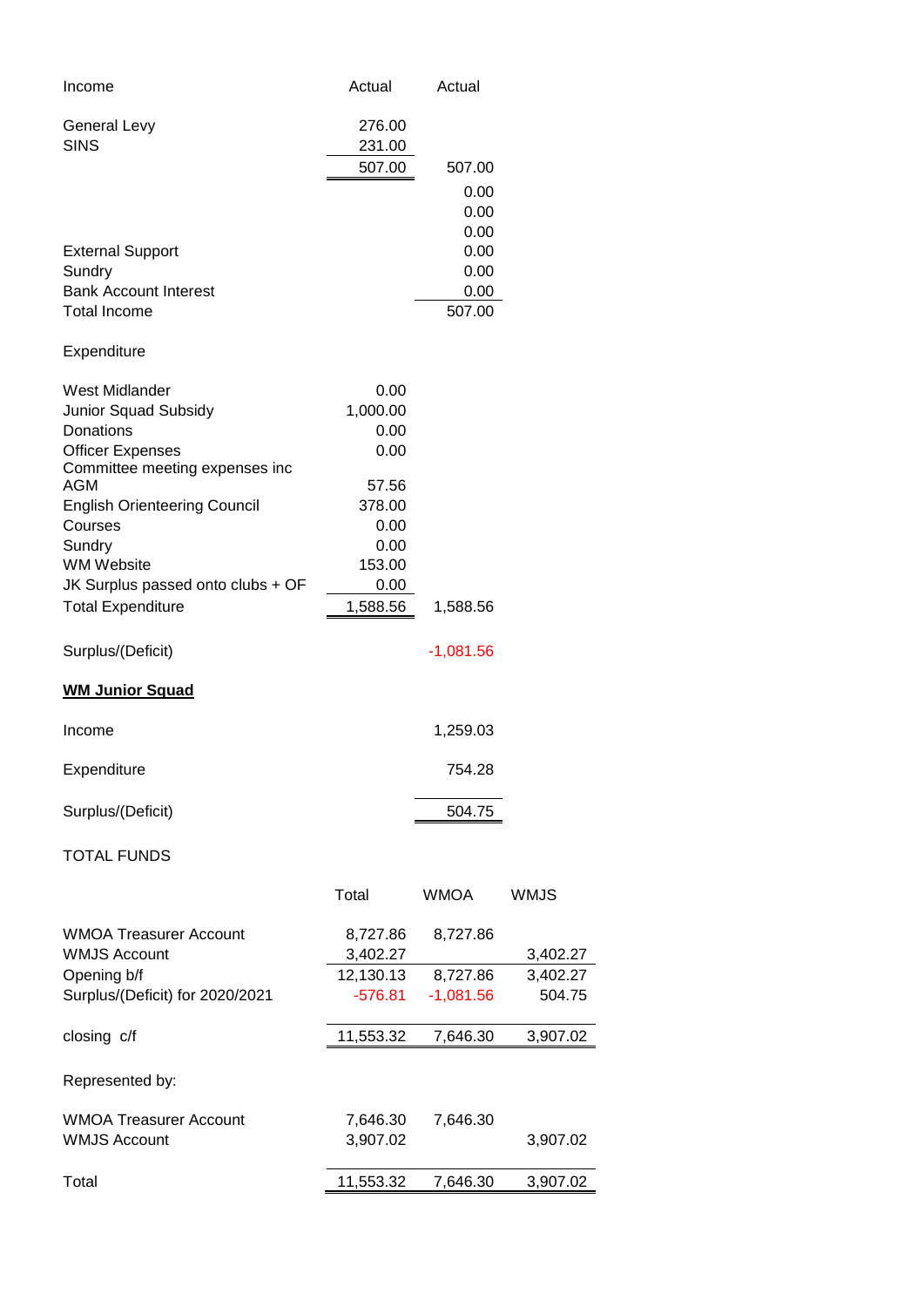| Income | Actual | Actual |
|---|---|---|
| General Levy | 276.00 | |
| SINS | 231.00 | |
| | 507.00 | 507.00 |
| | | 0.00 |
| | | 0.00 |
| | | 0.00 |
| External Support | | 0.00 |
| Sundry | | 0.00 |
| Bank Account Interest | | 0.00 |
| Total Income | | 507.00 |

| Expenditure | | |
|---|---|---|
| West Midlander | 0.00 | |
| Junior Squad Subsidy | 1,000.00 | |
| Donations | 0.00 | |
| Officer Expenses | 0.00 | |
| Committee meeting expenses inc AGM | 57.56 | |
| English Orienteering Council | 378.00 | |
| Courses | 0.00 | |
| Sundry | 0.00 | |
| WM Website | 153.00 | |
| JK Surplus passed onto clubs + OF | 0.00 | |
| Total Expenditure | 1,588.56 | 1,588.56 |
| | | |
| Surplus/(Deficit) | | -1,081.56 |

**WM Junior Squad**

| | |
|---|---|
| Income | 1,259.03 |
| Expenditure | 754.28 |
| Surplus/(Deficit) | 504.75 |

TOTAL FUNDS

| | Total | WMOA | WMJS |
|---|---|---|---|
| WMOA Treasurer Account | 8,727.86 | 8,727.86 | |
| WMJS Account | 3,402.27 | | 3,402.27 |
| Opening b/f | 12,130.13 | 8,727.86 | 3,402.27 |
| Surplus/(Deficit) for 2020/2021 | -576.81 | -1,081.56 | 504.75 |
| closing c/f | 11,553.32 | 7,646.30 | 3,907.02 |

Represented by:

| | Total | WMOA | WMJS |
|---|---|---|---|
| WMOA Treasurer Account | 7,646.30 | 7,646.30 | |
| WMJS Account | 3,907.02 | | 3,907.02 |
| Total | 11,553.32 | 7,646.30 | 3,907.02 |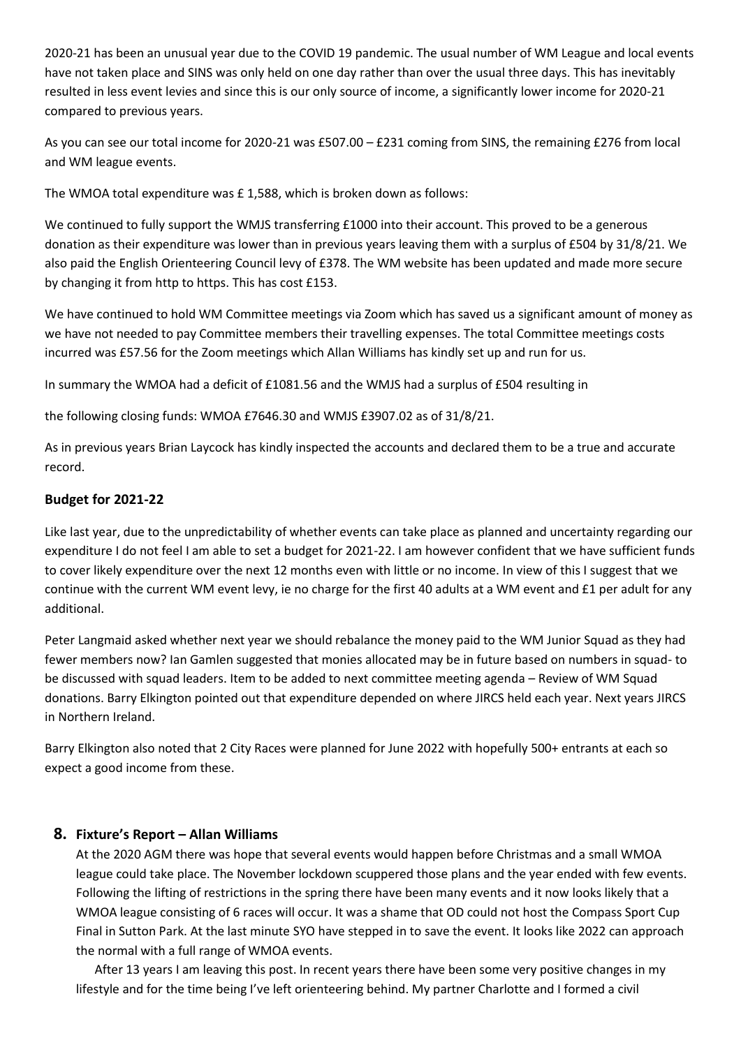2020-21 has been an unusual year due to the COVID 19 pandemic. The usual number of WM League and local events have not taken place and SINS was only held on one day rather than over the usual three days. This has inevitably resulted in less event levies and since this is our only source of income, a significantly lower income for 2020-21 compared to previous years.

As you can see our total income for 2020-21 was £507.00 – £231 coming from SINS, the remaining £276 from local and WM league events.

The WMOA total expenditure was £ 1,588, which is broken down as follows:

We continued to fully support the WMJS transferring £1000 into their account. This proved to be a generous donation as their expenditure was lower than in previous years leaving them with a surplus of £504 by 31/8/21. We also paid the English Orienteering Council levy of £378. The WM website has been updated and made more secure by changing it from http to https. This has cost £153.

We have continued to hold WM Committee meetings via Zoom which has saved us a significant amount of money as we have not needed to pay Committee members their travelling expenses. The total Committee meetings costs incurred was £57.56 for the Zoom meetings which Allan Williams has kindly set up and run for us.

In summary the WMOA had a deficit of £1081.56 and the WMJS had a surplus of £504 resulting in

the following closing funds: WMOA £7646.30 and WMJS £3907.02 as of 31/8/21.

As in previous years Brian Laycock has kindly inspected the accounts and declared them to be a true and accurate record.

### Budget for 2021-22

Like last year, due to the unpredictability of whether events can take place as planned and uncertainty regarding our expenditure I do not feel I am able to set a budget for 2021-22. I am however confident that we have sufficient funds to cover likely expenditure over the next 12 months even with little or no income. In view of this I suggest that we continue with the current WM event levy, ie no charge for the first 40 adults at a WM event and £1 per adult for any additional.

Peter Langmaid asked whether next year we should rebalance the money paid to the WM Junior Squad as they had fewer members now? Ian Gamlen suggested that monies allocated may be in future based on numbers in squad- to be discussed with squad leaders. Item to be added to next committee meeting agenda – Review of WM Squad donations. Barry Elkington pointed out that expenditure depended on where JIRCS held each year. Next years JIRCS in Northern Ireland.

Barry Elkington also noted that 2 City Races were planned for June 2022 with hopefully 500+ entrants at each so expect a good income from these.

## 8. Fixture's Report – Allan Williams

At the 2020 AGM there was hope that several events would happen before Christmas and a small WMOA league could take place. The November lockdown scuppered those plans and the year ended with few events. Following the lifting of restrictions in the spring there have been many events and it now looks likely that a WMOA league consisting of 6 races will occur. It was a shame that OD could not host the Compass Sport Cup Final in Sutton Park. At the last minute SYO have stepped in to save the event. It looks like 2022 can approach the normal with a full range of WMOA events.

After 13 years I am leaving this post. In recent years there have been some very positive changes in my lifestyle and for the time being I've left orienteering behind. My partner Charlotte and I formed a civil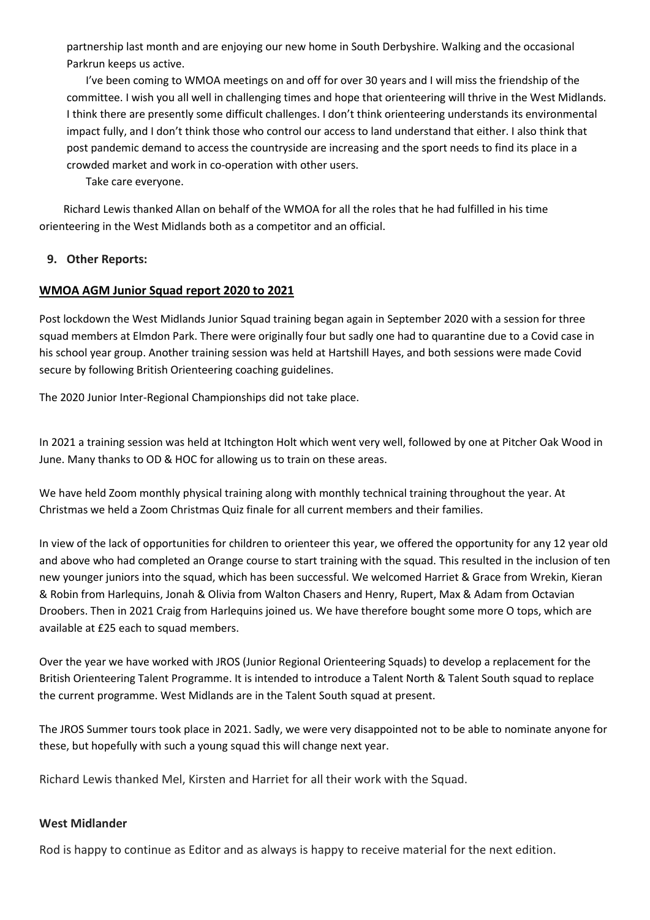partnership last month and are enjoying our new home in South Derbyshire. Walking and the occasional Parkrun keeps us active.

I've been coming to WMOA meetings on and off for over 30 years and I will miss the friendship of the committee. I wish you all well in challenging times and hope that orienteering will thrive in the West Midlands. I think there are presently some difficult challenges. I don't think orienteering understands its environmental impact fully, and I don't think those who control our access to land understand that either. I also think that post pandemic demand to access the countryside are increasing and the sport needs to find its place in a crowded market and work in co-operation with other users.

Take care everyone.

Richard Lewis thanked Allan on behalf of the WMOA for all the roles that he had fulfilled in his time orienteering in the West Midlands both as a competitor and an official.

**9. Other Reports:**

**WMOA AGM Junior Squad report 2020 to 2021**

Post lockdown the West Midlands Junior Squad training began again in September 2020 with a session for three squad members at Elmdon Park. There were originally four but sadly one had to quarantine due to a Covid case in his school year group. Another training session was held at Hartshill Hayes, and both sessions were made Covid secure by following British Orienteering coaching guidelines.

The 2020 Junior Inter-Regional Championships did not take place.

In 2021 a training session was held at Itchington Holt which went very well, followed by one at Pitcher Oak Wood in June. Many thanks to OD & HOC for allowing us to train on these areas.

We have held Zoom monthly physical training along with monthly technical training throughout the year. At Christmas we held a Zoom Christmas Quiz finale for all current members and their families.

In view of the lack of opportunities for children to orienteer this year, we offered the opportunity for any 12 year old and above who had completed an Orange course to start training with the squad. This resulted in the inclusion of ten new younger juniors into the squad, which has been successful. We welcomed Harriet & Grace from Wrekin, Kieran & Robin from Harlequins, Jonah & Olivia from Walton Chasers and Henry, Rupert, Max & Adam from Octavian Droobers. Then in 2021 Craig from Harlequins joined us. We have therefore bought some more O tops, which are available at £25 each to squad members.

Over the year we have worked with JROS (Junior Regional Orienteering Squads) to develop a replacement for the British Orienteering Talent Programme. It is intended to introduce a Talent North & Talent South squad to replace the current programme. West Midlands are in the Talent South squad at present.

The JROS Summer tours took place in 2021. Sadly, we were very disappointed not to be able to nominate anyone for these, but hopefully with such a young squad this will change next year.

Richard Lewis thanked Mel, Kirsten and Harriet for all their work with the Squad.

**West Midlander**

Rod is happy to continue as Editor and as always is happy to receive material for the next edition.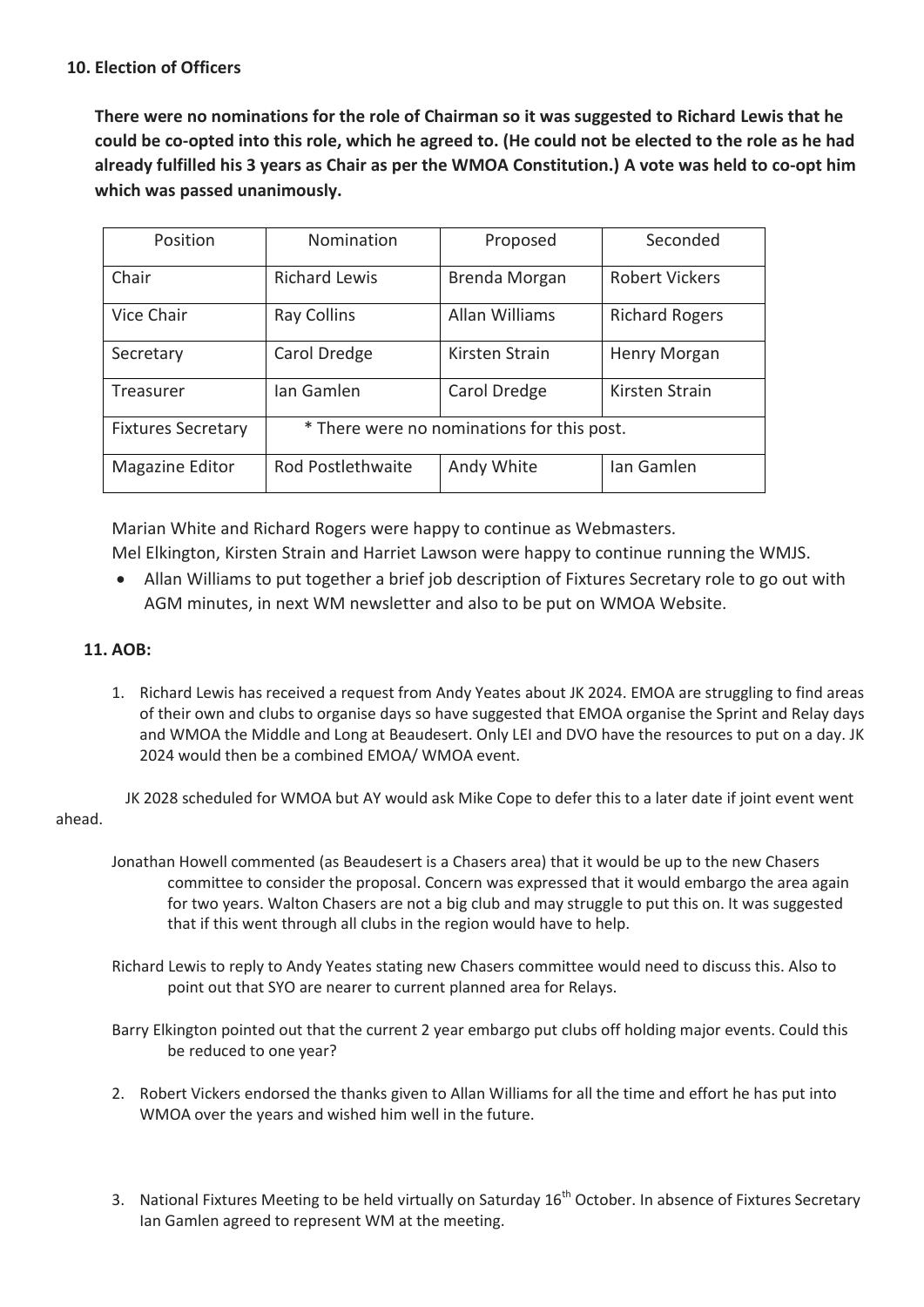## 10. Election of Officers

**There were no nominations for the role of Chairman so it was suggested to Richard Lewis that he could be co-opted into this role, which he agreed to. (He could not be elected to the role as he had already fulfilled his 3 years as Chair as per the WMOA Constitution.) A vote was held to co-opt him which was passed unanimously.**

| Position | Nomination | Proposed | Seconded |
|---|---|---|---|
| Chair | Richard Lewis | Brenda Morgan | Robert Vickers |
| Vice Chair | Ray Collins | Allan Williams | Richard Rogers |
| Secretary | Carol Dredge | Kirsten Strain | Henry Morgan |
| Treasurer | Ian Gamlen | Carol Dredge | Kirsten Strain |
| Fixtures Secretary | * There were no nominations for this post. | | |
| Magazine Editor | Rod Postlethwaite | Andy White | Ian Gamlen |

Marian White and Richard Rogers were happy to continue as Webmasters.
Mel Elkington, Kirsten Strain and Harriet Lawson were happy to continue running the WMJS.

- Allan Williams to put together a brief job description of Fixtures Secretary role to go out with AGM minutes, in next WM newsletter and also to be put on WMOA Website.

## 11. AOB:

1. Richard Lewis has received a request from Andy Yeates about JK 2024. EMOA are struggling to find areas of their own and clubs to organise days so have suggested that EMOA organise the Sprint and Relay days and WMOA the Middle and Long at Beaudesert. Only LEI and DVO have the resources to put on a day. JK 2024 would then be a combined EMOA/ WMOA event.

JK 2028 scheduled for WMOA but AY would ask Mike Cope to defer this to a later date if joint event went ahead.

Jonathan Howell commented (as Beaudesert is a Chasers area) that it would be up to the new Chasers committee to consider the proposal. Concern was expressed that it would embargo the area again for two years. Walton Chasers are not a big club and may struggle to put this on. It was suggested that if this went through all clubs in the region would have to help.

Richard Lewis to reply to Andy Yeates stating new Chasers committee would need to discuss this. Also to point out that SYO are nearer to current planned area for Relays.

Barry Elkington pointed out that the current 2 year embargo put clubs off holding major events. Could this be reduced to one year?

2. Robert Vickers endorsed the thanks given to Allan Williams for all the time and effort he has put into WMOA over the years and wished him well in the future.

3. National Fixtures Meeting to be held virtually on Saturday 16th October. In absence of Fixtures Secretary Ian Gamlen agreed to represent WM at the meeting.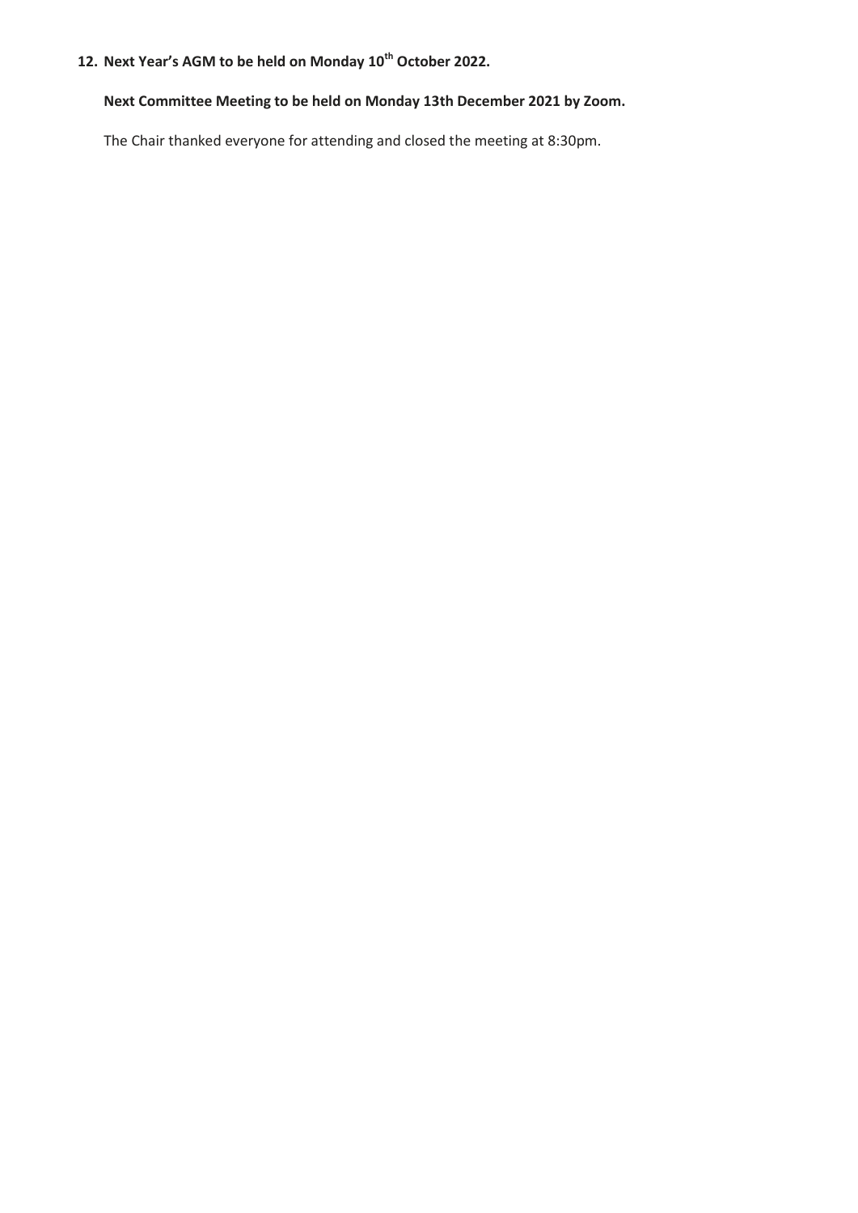12. **Next Year's AGM to be held on Monday 10th October 2022.**

    **Next Committee Meeting to be held on Monday 13th December 2021 by Zoom.**

    The Chair thanked everyone for attending and closed the meeting at 8:30pm.